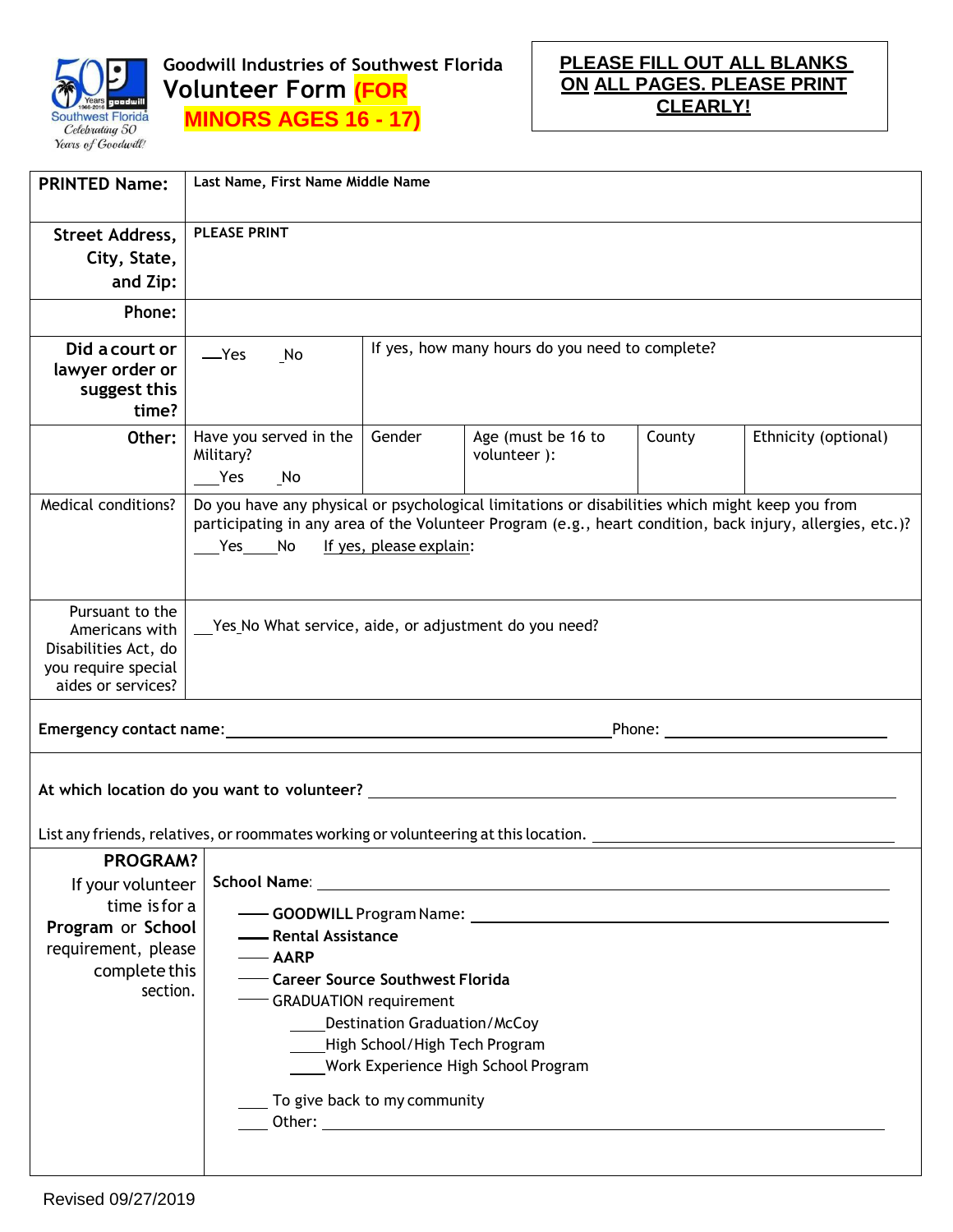Goodwill Industries of Southwest Florida

# Volunteer Form (FOR MINORS AGES 16 - 17)

**PLEASE FILL OUT ALL BLANKS ON ALL PAGES. PLEASE PRINT CLEARLY!**

| | | | | | |
|---|---|---|---|---|---|
| **PRINTED Name:** | Last Name, First Name Middle Name | | | | |
| **Street Address, City, State, and Zip:** | PLEASE PRINT | | | | |
| **Phone:** | | | | | |
| **Did a court or lawyer order or suggest this time?** | ___Yes ___No | If yes, how many hours do you need to complete? | | | |
| **Other:** | Have you served in the Military? ___Yes ___No | Gender | Age (must be 16 to volunteer ): | County | Ethnicity (optional) |
| Medical conditions? | Do you have any physical or psychological limitations or disabilities which might keep you from participating in any area of the Volunteer Program (e.g., heart condition, back injury, allergies, etc.)? ___Yes ___No If yes, please explain: | | | | |
| Pursuant to the Americans with Disabilities Act, do you require special aides or services? | ___Yes ___No What service, aide, or adjustment do you need? | | | | |

**Emergency contact name:** ______________________ Phone: ______________

**At which location do you want to volunteer?** ______________________

List any friends, relatives, or roommates working or volunteering at this location. ______________________

**PROGRAM?** If your volunteer time is for a **Program** or **School** requirement, please complete this section.

**School Name**: ______________________

- ___ **GOODWILL** Program Name: ______________________
- ___ **Rental Assistance**
- ___ **AARP**
- ___ **Career Source Southwest Florida**
- ___ GRADUATION requirement
  - ___ Destination Graduation/McCoy
  - ___ High School/High Tech Program
  - ___ Work Experience High School Program
- ___ To give back to my community
- ___ Other: ______________________

Revised 09/27/2019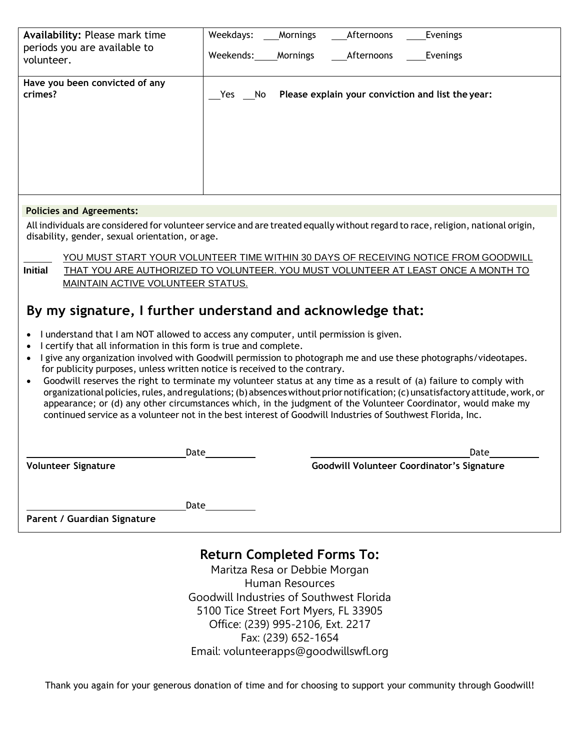| | |
|---|---|
| **Availability:** Please mark time periods you are available to volunteer. | Weekdays: ___Mornings ___Afternoons ___Evenings<br>Weekends: ___Mornings ___Afternoons ___Evenings |
| **Have you been convicted of any crimes?** | ___Yes ___No **Please explain your conviction and list the year:** |

**Policies and Agreements:**

All individuals are considered for volunteer service and are treated equally without regard to race, religion, national origin, disability, gender, sexual orientation, or age.

_____ **Initial** YOU MUST START YOUR VOLUNTEER TIME WITHIN 30 DAYS OF RECEIVING NOTICE FROM GOODWILL THAT YOU ARE AUTHORIZED TO VOLUNTEER. YOU MUST VOLUNTEER AT LEAST ONCE A MONTH TO MAINTAIN ACTIVE VOLUNTEER STATUS.

## By my signature, I further understand and acknowledge that:

- I understand that I am NOT allowed to access any computer, until permission is given.
- I certify that all information in this form is true and complete.
- I give any organization involved with Goodwill permission to photograph me and use these photographs/videotapes. for publicity purposes, unless written notice is received to the contrary.
- Goodwill reserves the right to terminate my volunteer status at any time as a result of (a) failure to comply with organizational policies, rules, and regulations; (b) absences without prior notification; (c) unsatisfactory attitude, work, or appearance; or (d) any other circumstances which, in the judgment of the Volunteer Coordinator, would make my continued service as a volunteer not in the best interest of Goodwill Industries of Southwest Florida, Inc.

_____________________ Date_________  
**Volunteer Signature**

_____________________ Date_________  
**Goodwill Volunteer Coordinator's Signature**

_____________________ Date_________  
**Parent / Guardian Signature**

## Return Completed Forms To:

Maritza Resa or Debbie Morgan  
Human Resources  
Goodwill Industries of Southwest Florida  
5100 Tice Street Fort Myers, FL 33905  
Office: (239) 995-2106, Ext. 2217  
Fax: (239) 652-1654  
Email: volunteerapps@goodwillswfl.org

Thank you again for your generous donation of time and for choosing to support your community through Goodwill!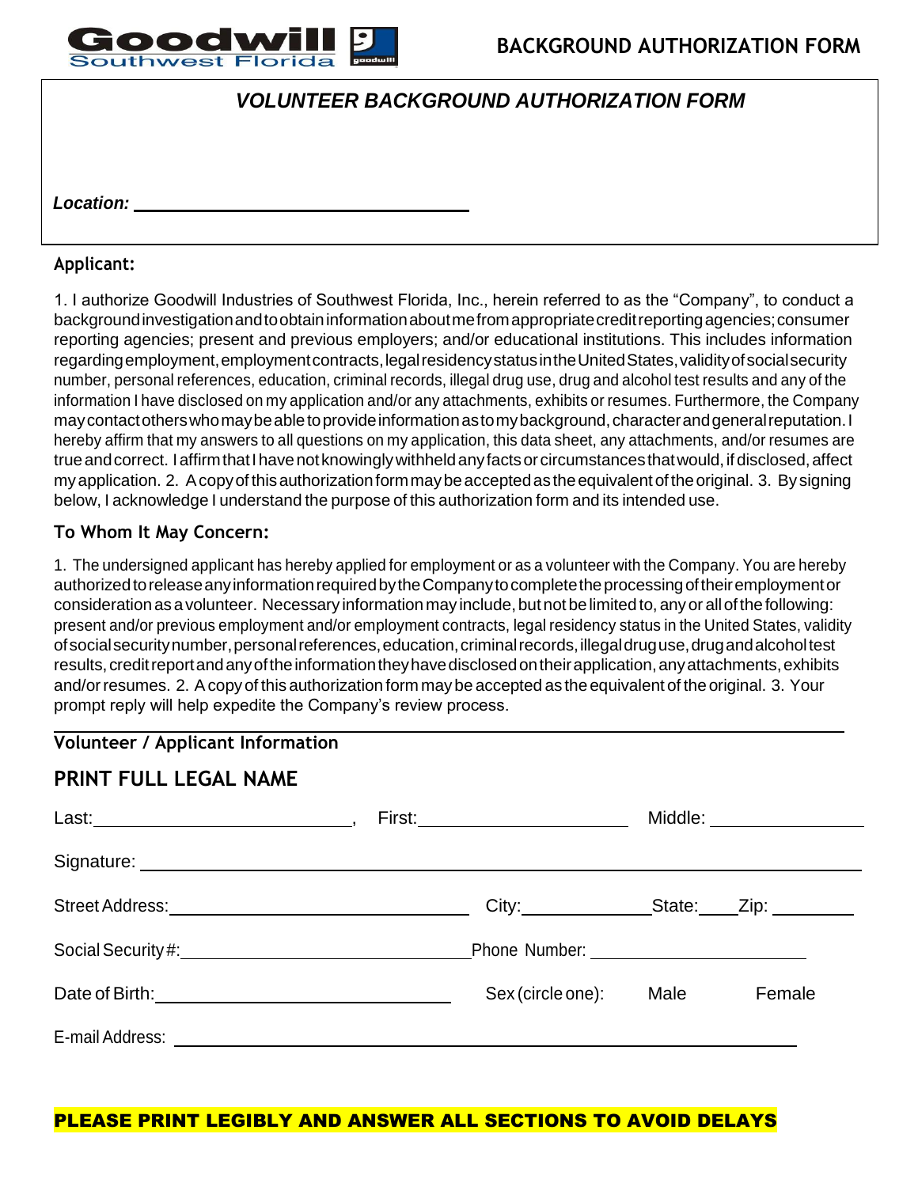Goodwill Southwest Florida

**BACKGROUND AUTHORIZATION FORM**

## *VOLUNTEER BACKGROUND AUTHORIZATION FORM*

***Location:*** ______________________________

**Applicant:**

1. I authorize Goodwill Industries of Southwest Florida, Inc., herein referred to as the "Company", to conduct a background investigation and to obtain information about me from appropriate credit reporting agencies; consumer reporting agencies; present and previous employers; and/or educational institutions. This includes information regarding employment, employment contracts, legal residency status in the United States, validity of social security number, personal references, education, criminal records, illegal drug use, drug and alcohol test results and any of the information I have disclosed on my application and/or any attachments, exhibits or resumes. Furthermore, the Company may contact others who may be able to provide information as to my background, character and general reputation. I hereby affirm that my answers to all questions on my application, this data sheet, any attachments, and/or resumes are true and correct. I affirm that I have not knowingly withheld any facts or circumstances that would, if disclosed, affect my application. 2. A copy of this authorization form may be accepted as the equivalent of the original. 3. By signing below, I acknowledge I understand the purpose of this authorization form and its intended use.

**To Whom It May Concern:**

1. The undersigned applicant has hereby applied for employment or as a volunteer with the Company. You are hereby authorized to release any information required by the Company to complete the processing of their employment or consideration as a volunteer. Necessary information may include, but not be limited to, any or all of the following: present and/or previous employment and/or employment contracts, legal residency status in the United States, validity of social security number, personal references, education, criminal records, illegal drug use, drug and alcohol test results, credit report and any of the information they have disclosed on their application, any attachments, exhibits and/or resumes. 2. A copy of this authorization form may be accepted as the equivalent of the original. 3. Your prompt reply will help expedite the Company's review process.

**Volunteer / Applicant Information**

**PRINT FULL LEGAL NAME**

Last: ______________________, First: ____________________ Middle: ______________

Signature: ____________________________________________________________

Street Address: ______________________________ City: ____________ State: ____ Zip: ________

Social Security #: ______________________________ Phone Number: ______________________

Date of Birth: ______________________________ Sex (circle one): Male Female

E-mail Address: ____________________________________________________________

**PLEASE PRINT LEGIBLY AND ANSWER ALL SECTIONS TO AVOID DELAYS**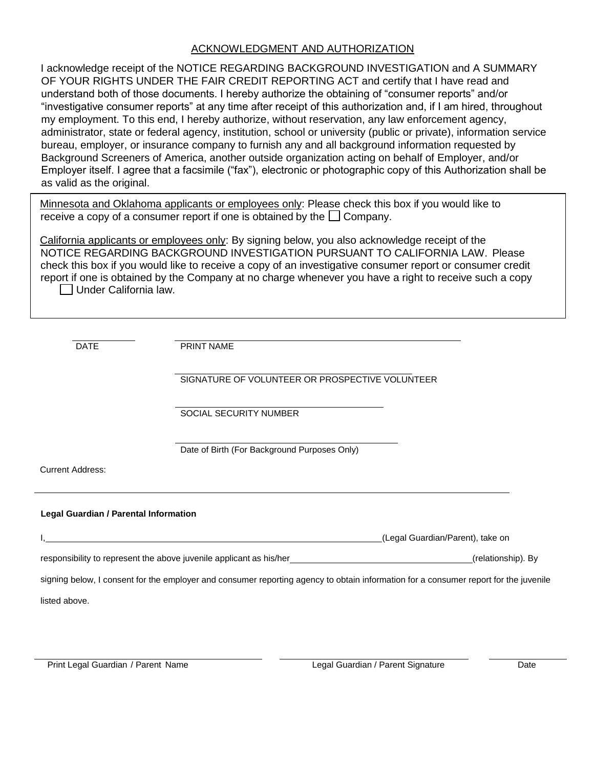## ACKNOWLEDGMENT AND AUTHORIZATION

I acknowledge receipt of the NOTICE REGARDING BACKGROUND INVESTIGATION and A SUMMARY OF YOUR RIGHTS UNDER THE FAIR CREDIT REPORTING ACT and certify that I have read and understand both of those documents. I hereby authorize the obtaining of "consumer reports" and/or "investigative consumer reports" at any time after receipt of this authorization and, if I am hired, throughout my employment. To this end, I hereby authorize, without reservation, any law enforcement agency, administrator, state or federal agency, institution, school or university (public or private), information service bureau, employer, or insurance company to furnish any and all background information requested by Background Screeners of America, another outside organization acting on behalf of Employer, and/or Employer itself. I agree that a facsimile ("fax"), electronic or photographic copy of this Authorization shall be as valid as the original.

Minnesota and Oklahoma applicants or employees only: Please check this box if you would like to receive a copy of a consumer report if one is obtained by the ☐ Company.

California applicants or employees only: By signing below, you also acknowledge receipt of the NOTICE REGARDING BACKGROUND INVESTIGATION PURSUANT TO CALIFORNIA LAW. Please check this box if you would like to receive a copy of an investigative consumer report or consumer credit report if one is obtained by the Company at no charge whenever you have a right to receive such a copy ☐ Under California law.

\_\_\_\_\_\_\_\_\_\_ DATE

\_\_\_\_\_\_\_\_\_\_\_\_\_\_\_\_\_\_\_\_\_\_\_\_\_\_\_\_\_\_ PRINT NAME

\_\_\_\_\_\_\_\_\_\_\_\_\_\_\_\_\_\_\_\_\_\_\_\_\_\_\_\_\_\_ SIGNATURE OF VOLUNTEER OR PROSPECTIVE VOLUNTEER

\_\_\_\_\_\_\_\_\_\_\_\_\_\_\_\_\_\_\_\_\_\_\_\_\_\_\_\_\_\_ SOCIAL SECURITY NUMBER

\_\_\_\_\_\_\_\_\_\_\_\_\_\_\_\_\_\_\_\_\_\_\_\_\_\_\_\_\_\_ Date of Birth (For Background Purposes Only)

Current Address:

\_\_\_\_\_\_\_\_\_\_\_\_\_\_\_\_\_\_\_\_\_\_\_\_\_\_\_\_\_\_\_\_\_\_\_\_\_\_\_\_\_\_\_\_\_\_\_\_\_\_\_\_\_\_\_\_\_\_

**Legal Guardian / Parental Information**

I, \_\_\_\_\_\_\_\_\_\_\_\_\_\_\_\_\_\_\_\_\_\_\_\_\_\_\_\_\_\_\_\_\_\_\_\_\_\_\_\_ (Legal Guardian/Parent), take on responsibility to represent the above juvenile applicant as his/her \_\_\_\_\_\_\_\_\_\_\_\_\_\_\_\_\_\_\_\_\_\_\_\_ (relationship). By signing below, I consent for the employer and consumer reporting agency to obtain information for a consumer report for the juvenile listed above.

\_\_\_\_\_\_\_\_\_\_\_\_\_\_\_\_\_\_\_\_\_\_\_\_ Print Legal Guardian / Parent Name

\_\_\_\_\_\_\_\_\_\_\_\_\_\_\_\_\_\_\_\_\_\_\_\_ Legal Guardian / Parent Signature

\_\_\_\_\_\_\_\_\_\_ Date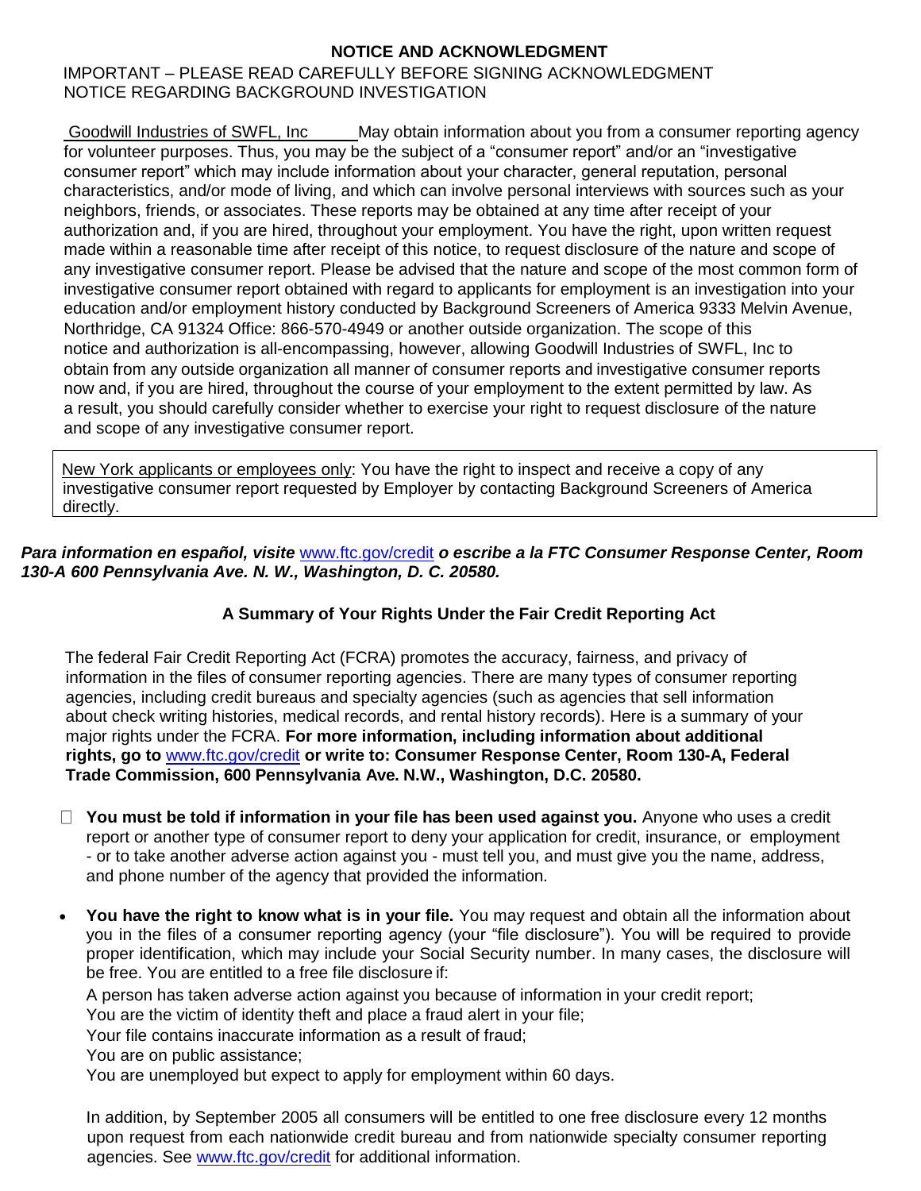**NOTICE AND ACKNOWLEDGMENT**

IMPORTANT – PLEASE READ CAREFULLY BEFORE SIGNING ACKNOWLEDGMENT
NOTICE REGARDING BACKGROUND INVESTIGATION

Goodwill Industries of SWFL, Inc May obtain information about you from a consumer reporting agency for volunteer purposes. Thus, you may be the subject of a "consumer report" and/or an "investigative consumer report" which may include information about your character, general reputation, personal characteristics, and/or mode of living, and which can involve personal interviews with sources such as your neighbors, friends, or associates. These reports may be obtained at any time after receipt of your authorization and, if you are hired, throughout your employment. You have the right, upon written request made within a reasonable time after receipt of this notice, to request disclosure of the nature and scope of any investigative consumer report. Please be advised that the nature and scope of the most common form of investigative consumer report obtained with regard to applicants for employment is an investigation into your education and/or employment history conducted by Background Screeners of America 9333 Melvin Avenue, Northridge, CA 91324 Office: 866-570-4949 or another outside organization. The scope of this notice and authorization is all-encompassing, however, allowing Goodwill Industries of SWFL, Inc to obtain from any outside organization all manner of consumer reports and investigative consumer reports now and, if you are hired, throughout the course of your employment to the extent permitted by law. As a result, you should carefully consider whether to exercise your right to request disclosure of the nature and scope of any investigative consumer report.

New York applicants or employees only: You have the right to inspect and receive a copy of any investigative consumer report requested by Employer by contacting Background Screeners of America directly.

***Para information en español, visite* www.ftc.gov/credit *o escribe a la FTC Consumer Response Center, Room 130-A 600 Pennsylvania Ave. N. W., Washington, D. C. 20580.***

**A Summary of Your Rights Under the Fair Credit Reporting Act**

The federal Fair Credit Reporting Act (FCRA) promotes the accuracy, fairness, and privacy of information in the files of consumer reporting agencies. There are many types of consumer reporting agencies, including credit bureaus and specialty agencies (such as agencies that sell information about check writing histories, medical records, and rental history records). Here is a summary of your major rights under the FCRA. **For more information, including information about additional rights, go to** www.ftc.gov/credit **or write to: Consumer Response Center, Room 130-A, Federal Trade Commission, 600 Pennsylvania Ave. N.W., Washington, D.C. 20580.**

- **You must be told if information in your file has been used against you.** Anyone who uses a credit report or another type of consumer report to deny your application for credit, insurance, or employment - or to take another adverse action against you - must tell you, and must give you the name, address, and phone number of the agency that provided the information.

- **You have the right to know what is in your file.** You may request and obtain all the information about you in the files of a consumer reporting agency (your "file disclosure"). You will be required to provide proper identification, which may include your Social Security number. In many cases, the disclosure will be free. You are entitled to a free file disclosure if:

  A person has taken adverse action against you because of information in your credit report;
  You are the victim of identity theft and place a fraud alert in your file;
  Your file contains inaccurate information as a result of fraud;
  You are on public assistance;
  You are unemployed but expect to apply for employment within 60 days.

  In addition, by September 2005 all consumers will be entitled to one free disclosure every 12 months upon request from each nationwide credit bureau and from nationwide specialty consumer reporting agencies. See www.ftc.gov/credit for additional information.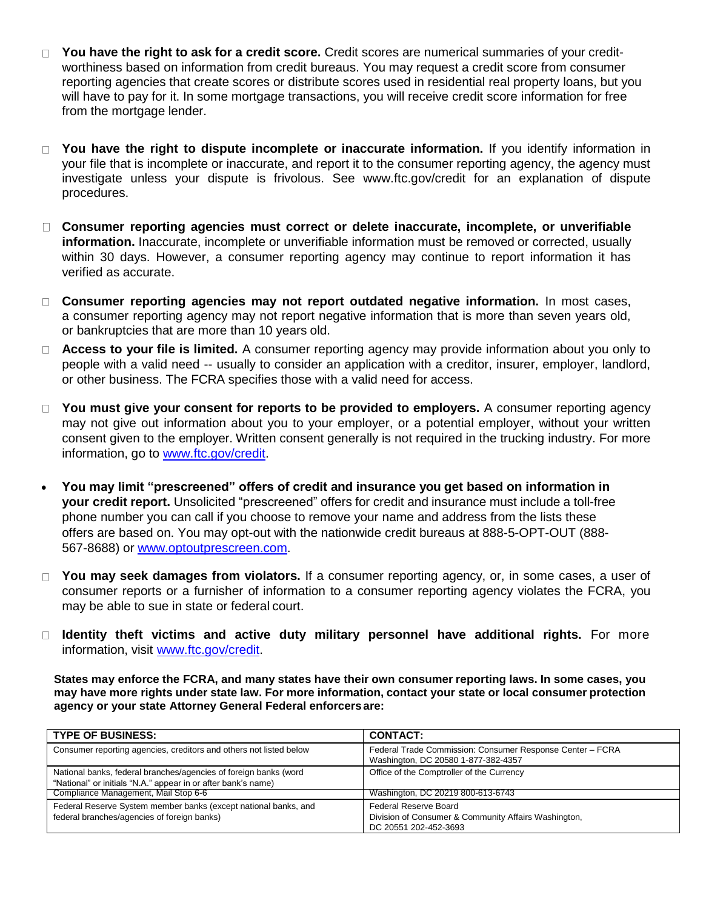- **You have the right to ask for a credit score.** Credit scores are numerical summaries of your credit-worthiness based on information from credit bureaus. You may request a credit score from consumer reporting agencies that create scores or distribute scores used in residential real property loans, but you will have to pay for it. In some mortgage transactions, you will receive credit score information for free from the mortgage lender.

- **You have the right to dispute incomplete or inaccurate information.** If you identify information in your file that is incomplete or inaccurate, and report it to the consumer reporting agency, the agency must investigate unless your dispute is frivolous. See www.ftc.gov/credit for an explanation of dispute procedures.

- **Consumer reporting agencies must correct or delete inaccurate, incomplete, or unverifiable information.** Inaccurate, incomplete or unverifiable information must be removed or corrected, usually within 30 days. However, a consumer reporting agency may continue to report information it has verified as accurate.

- **Consumer reporting agencies may not report outdated negative information.** In most cases, a consumer reporting agency may not report negative information that is more than seven years old, or bankruptcies that are more than 10 years old.

- **Access to your file is limited.** A consumer reporting agency may provide information about you only to people with a valid need -- usually to consider an application with a creditor, insurer, employer, landlord, or other business. The FCRA specifies those with a valid need for access.

- **You must give your consent for reports to be provided to employers.** A consumer reporting agency may not give out information about you to your employer, or a potential employer, without your written consent given to the employer. Written consent generally is not required in the trucking industry. For more information, go to [www.ftc.gov/credit](www.ftc.gov/credit).

- **You may limit "prescreened" offers of credit and insurance you get based on information in your credit report.** Unsolicited "prescreened" offers for credit and insurance must include a toll-free phone number you can call if you choose to remove your name and address from the lists these offers are based on. You may opt-out with the nationwide credit bureaus at 888-5-OPT-OUT (888-567-8688) or [www.optoutprescreen.com](www.optoutprescreen.com).

- **You may seek damages from violators.** If a consumer reporting agency, or, in some cases, a user of consumer reports or a furnisher of information to a consumer reporting agency violates the FCRA, you may be able to sue in state or federal court.

- **Identity theft victims and active duty military personnel have additional rights.** For more information, visit [www.ftc.gov/credit](www.ftc.gov/credit).

**States may enforce the FCRA, and many states have their own consumer reporting laws. In some cases, you may have more rights under state law. For more information, contact your state or local consumer protection agency or your state Attorney General Federal enforcers are:**

| TYPE OF BUSINESS: | CONTACT: |
|---|---|
| Consumer reporting agencies, creditors and others not listed below | Federal Trade Commission: Consumer Response Center – FCRA Washington, DC 20580 1-877-382-4357 |
| National banks, federal branches/agencies of foreign banks (word "National" or initials "N.A." appear in or after bank's name) | Office of the Comptroller of the Currency |
| Compliance Management, Mail Stop 6-6 | Washington, DC 20219 800-613-6743 |
| Federal Reserve System member banks (except national banks, and federal branches/agencies of foreign banks) | Federal Reserve Board Division of Consumer & Community Affairs Washington, DC 20551 202-452-3693 |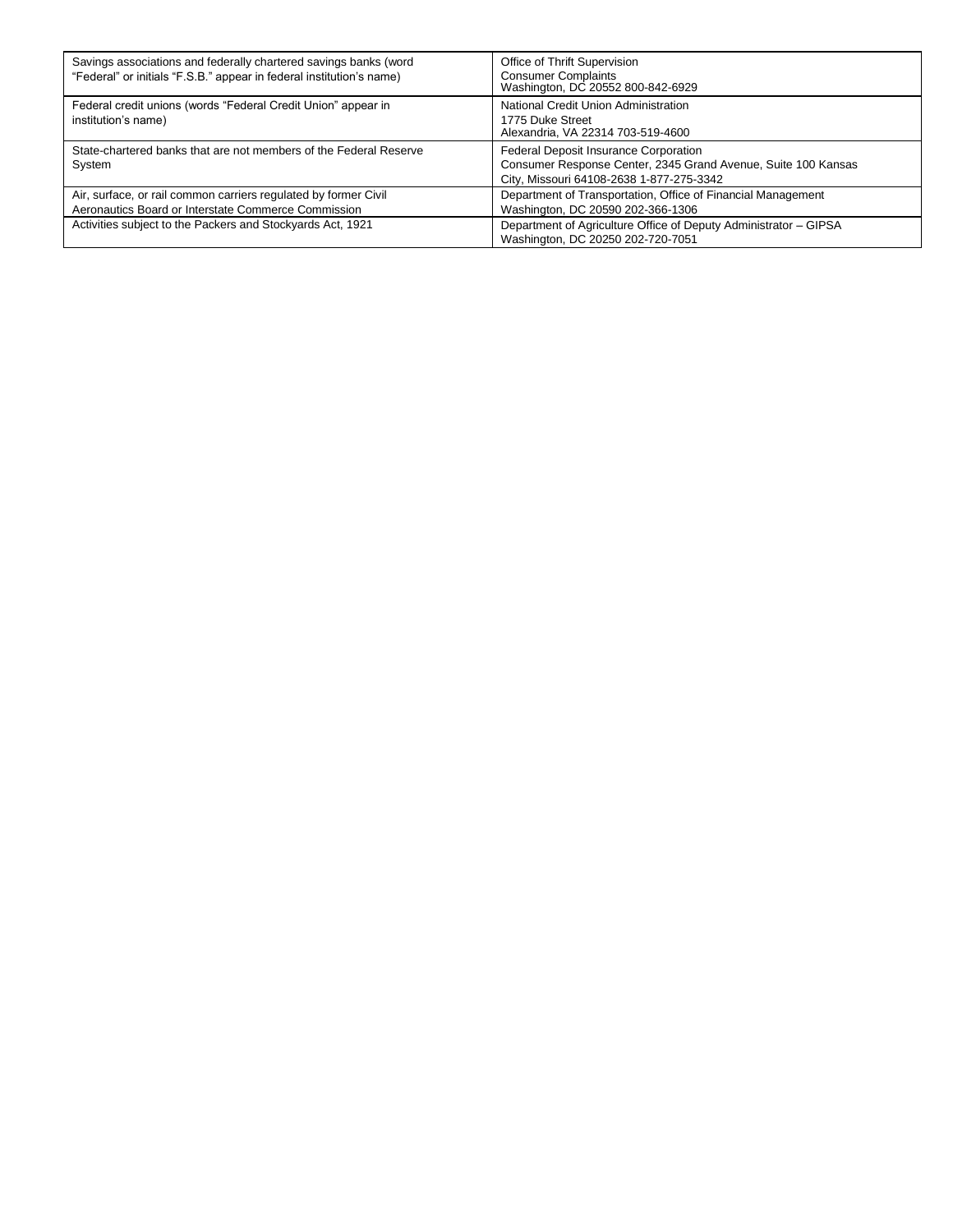| | |
|---|---|
| Savings associations and federally chartered savings banks (word "Federal" or initials "F.S.B." appear in federal institution's name) | Office of Thrift Supervision<br>Consumer Complaints<br>Washington, DC 20552 800-842-6929 |
| Federal credit unions (words "Federal Credit Union" appear in institution's name) | National Credit Union Administration<br>1775 Duke Street<br>Alexandria, VA 22314 703-519-4600 |
| State-chartered banks that are not members of the Federal Reserve System | Federal Deposit Insurance Corporation<br>Consumer Response Center, 2345 Grand Avenue, Suite 100 Kansas City, Missouri 64108-2638 1-877-275-3342 |
| Air, surface, or rail common carriers regulated by former Civil Aeronautics Board or Interstate Commerce Commission | Department of Transportation, Office of Financial Management<br>Washington, DC 20590 202-366-1306 |
| Activities subject to the Packers and Stockyards Act, 1921 | Department of Agriculture Office of Deputy Administrator – GIPSA<br>Washington, DC 20250 202-720-7051 |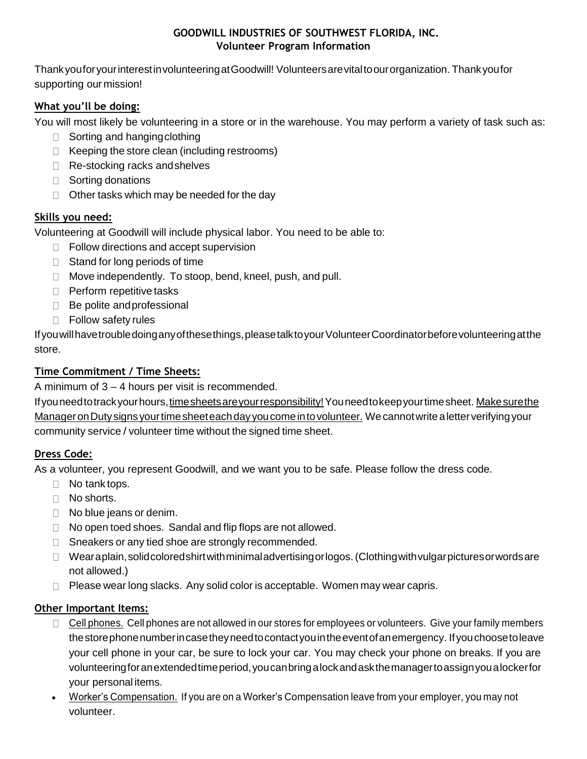**GOODWILL INDUSTRIES OF SOUTHWEST FLORIDA, INC.**
**Volunteer Program Information**

Thank you for your interest in volunteering at Goodwill! Volunteers are vital to our organization. Thank you for supporting our mission!

## What you'll be doing:

You will most likely be volunteering in a store or in the warehouse. You may perform a variety of task such as:

- Sorting and hanging clothing
- Keeping the store clean (including restrooms)
- Re-stocking racks and shelves
- Sorting donations
- Other tasks which may be needed for the day

## Skills you need:

Volunteering at Goodwill will include physical labor. You need to be able to:

- Follow directions and accept supervision
- Stand for long periods of time
- Move independently. To stoop, bend, kneel, push, and pull.
- Perform repetitive tasks
- Be polite and professional
- Follow safety rules

If you will have trouble doing any of these things, please talk to your Volunteer Coordinator before volunteering at the store.

## Time Commitment / Time Sheets:

A minimum of 3 – 4 hours per visit is recommended.

If you need to track your hours, <u>time sheets are your responsibility!</u> You need to keep your time sheet. <u>Make sure the Manager on Duty signs your time sheet each day you come in to volunteer.</u> We cannot write a letter verifying your community service / volunteer time without the signed time sheet.

## Dress Code:

As a volunteer, you represent Goodwill, and we want you to be safe. Please follow the dress code.

- No tank tops.
- No shorts.
- No blue jeans or denim.
- No open toed shoes. Sandal and flip flops are not allowed.
- Sneakers or any tied shoe are strongly recommended.
- Wear a plain, solid colored shirt with minimal advertising or logos. (Clothing with vulgar pictures or words are not allowed.)
- Please wear long slacks. Any solid color is acceptable. Women may wear capris.

## Other Important Items:

- <u>Cell phones.</u> Cell phones are not allowed in our stores for employees or volunteers. Give your family members the store phone number in case they need to contact you in the event of an emergency. If you choose to leave your cell phone in your car, be sure to lock your car. You may check your phone on breaks. If you are volunteering for an extended time period, you can bring a lock and ask the manager to assign you a locker for your personal items.
- <u>Worker's Compensation.</u> If you are on a Worker's Compensation leave from your employer, you may not volunteer.